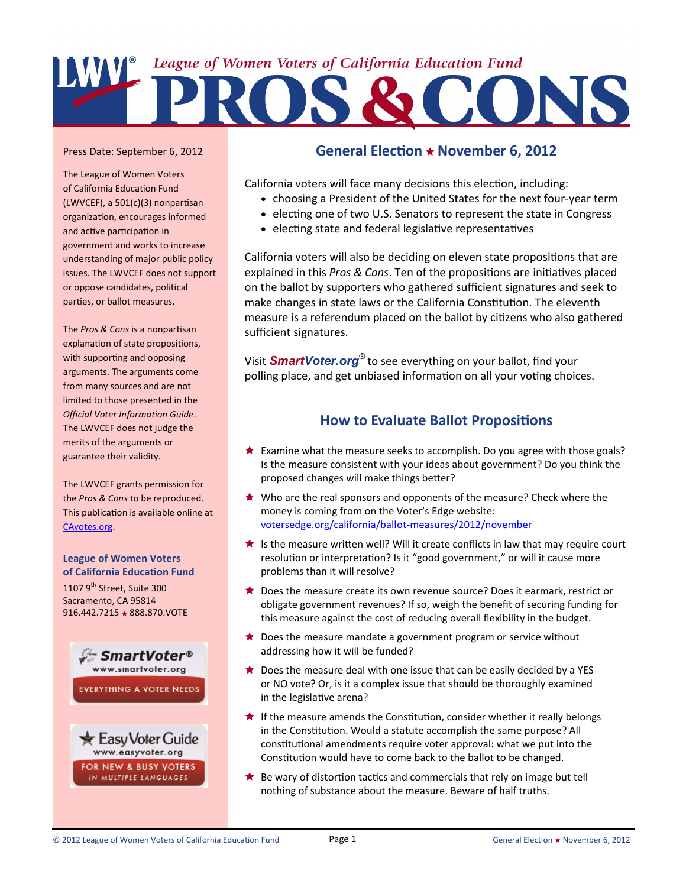# League of Women Voters of California Education Fund PROS & CONS

Press Date: September 6, 2012

The League of Women Voters of California Education Fund (LWVCEF), a 501(c)(3) nonpartisan organization, encourages informed and active participation in government and works to increase understanding of major public policy issues. The LWVCEF does not support or oppose candidates, political parties, or ballot measures.

The *Pros & Cons* is a nonpartisan explanation of state propositions, with supporting and opposing arguments. The arguments come from many sources and are not limited to those presented in the *Official Voter Information Guide*. The LWVCEF does not judge the merits of the arguments or guarantee their validity.

The LWVCEF grants permission for the *Pros & Cons* to be reproduced. This publication is available online at CAvotes.org.

**League of Women Voters of California Education Fund**

1107 9th Street, Suite 300
Sacramento, CA 95814
916.442.7215 ★ 888.870.VOTE

SmartVoter® www.smartvoter.org EVERYTHING A VOTER NEEDS

Easy Voter Guide www.easyvoter.org FOR NEW & BUSY VOTERS IN MULTIPLE LANGUAGES

## General Election ★ November 6, 2012

California voters will face many decisions this election, including:

- choosing a President of the United States for the next four-year term
- electing one of two U.S. Senators to represent the state in Congress
- electing state and federal legislative representatives

California voters will also be deciding on eleven state propositions that are explained in this *Pros & Cons*. Ten of the propositions are initiatives placed on the ballot by supporters who gathered sufficient signatures and seek to make changes in state laws or the California Constitution. The eleventh measure is a referendum placed on the ballot by citizens who also gathered sufficient signatures.

Visit ***SmartVoter.org***® to see everything on your ballot, find your polling place, and get unbiased information on all your voting choices.

## How to Evaluate Ballot Propositions

- ★ Examine what the measure seeks to accomplish. Do you agree with those goals? Is the measure consistent with your ideas about government? Do you think the proposed changes will make things better?
- ★ Who are the real sponsors and opponents of the measure? Check where the money is coming from on the Voter's Edge website: votersedge.org/california/ballot-measures/2012/november
- ★ Is the measure written well? Will it create conflicts in law that may require court resolution or interpretation? Is it "good government," or will it cause more problems than it will resolve?
- ★ Does the measure create its own revenue source? Does it earmark, restrict or obligate government revenues? If so, weigh the benefit of securing funding for this measure against the cost of reducing overall flexibility in the budget.
- ★ Does the measure mandate a government program or service without addressing how it will be funded?
- ★ Does the measure deal with one issue that can be easily decided by a YES or NO vote? Or, is it a complex issue that should be thoroughly examined in the legislative arena?
- ★ If the measure amends the Constitution, consider whether it really belongs in the Constitution. Would a statute accomplish the same purpose? All constitutional amendments require voter approval: what we put into the Constitution would have to come back to the ballot to be changed.
- ★ Be wary of distortion tactics and commercials that rely on image but tell nothing of substance about the measure. Beware of half truths.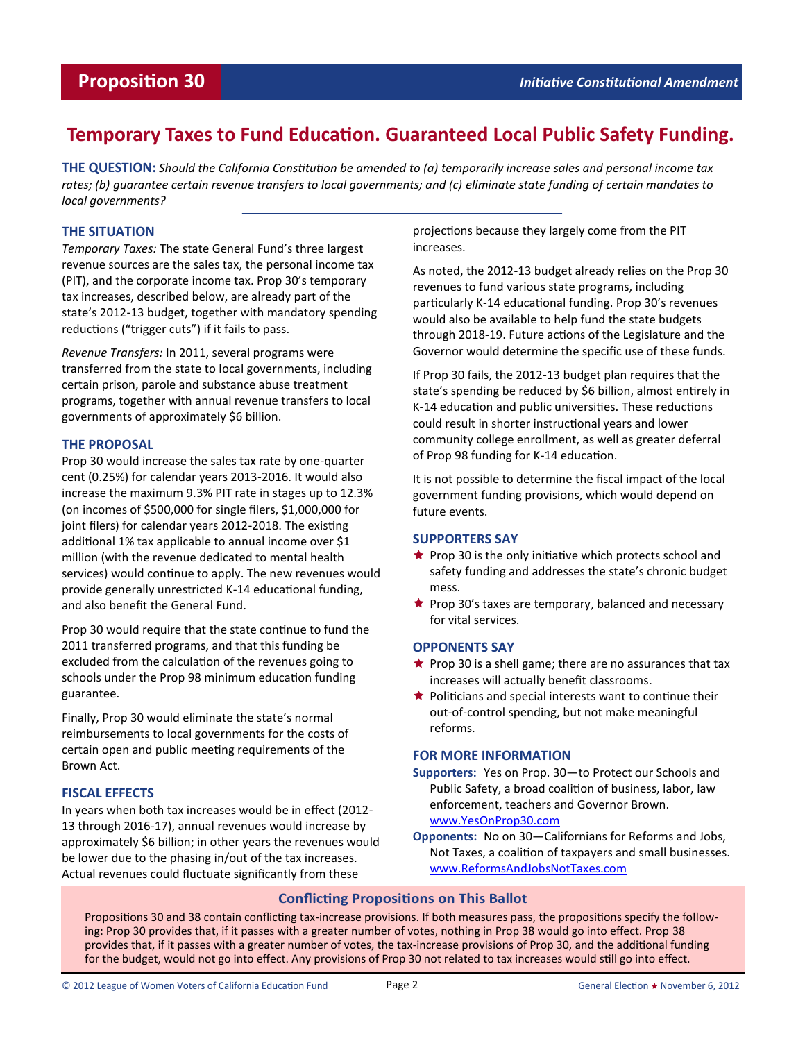# Proposition 30

*Initiative Constitutional Amendment*

## Temporary Taxes to Fund Education. Guaranteed Local Public Safety Funding.

**THE QUESTION:** *Should the California Constitution be amended to (a) temporarily increase sales and personal income tax rates; (b) guarantee certain revenue transfers to local governments; and (c) eliminate state funding of certain mandates to local governments?*

### THE SITUATION

*Temporary Taxes:* The state General Fund's three largest revenue sources are the sales tax, the personal income tax (PIT), and the corporate income tax. Prop 30's temporary tax increases, described below, are already part of the state's 2012-13 budget, together with mandatory spending reductions ("trigger cuts") if it fails to pass.

*Revenue Transfers:* In 2011, several programs were transferred from the state to local governments, including certain prison, parole and substance abuse treatment programs, together with annual revenue transfers to local governments of approximately $6 billion.

### THE PROPOSAL

Prop 30 would increase the sales tax rate by one-quarter cent (0.25%) for calendar years 2013-2016. It would also increase the maximum 9.3% PIT rate in stages up to 12.3% (on incomes of $500,000 for single filers, $1,000,000 for joint filers) for calendar years 2012-2018. The existing additional 1% tax applicable to annual income over $1 million (with the revenue dedicated to mental health services) would continue to apply. The new revenues would provide generally unrestricted K-14 educational funding, and also benefit the General Fund.

Prop 30 would require that the state continue to fund the 2011 transferred programs, and that this funding be excluded from the calculation of the revenues going to schools under the Prop 98 minimum education funding guarantee.

Finally, Prop 30 would eliminate the state's normal reimbursements to local governments for the costs of certain open and public meeting requirements of the Brown Act.

### FISCAL EFFECTS

In years when both tax increases would be in effect (2012-13 through 2016-17), annual revenues would increase by approximately $6 billion; in other years the revenues would be lower due to the phasing in/out of the tax increases. Actual revenues could fluctuate significantly from these projections because they largely come from the PIT increases.

As noted, the 2012-13 budget already relies on the Prop 30 revenues to fund various state programs, including particularly K-14 educational funding. Prop 30's revenues would also be available to help fund the state budgets through 2018-19. Future actions of the Legislature and the Governor would determine the specific use of these funds.

If Prop 30 fails, the 2012-13 budget plan requires that the state's spending be reduced by $6 billion, almost entirely in K-14 education and public universities. These reductions could result in shorter instructional years and lower community college enrollment, as well as greater deferral of Prop 98 funding for K-14 education.

It is not possible to determine the fiscal impact of the local government funding provisions, which would depend on future events.

### SUPPORTERS SAY

- Prop 30 is the only initiative which protects school and safety funding and addresses the state's chronic budget mess.
- Prop 30's taxes are temporary, balanced and necessary for vital services.

### OPPONENTS SAY

- Prop 30 is a shell game; there are no assurances that tax increases will actually benefit classrooms.
- Politicians and special interests want to continue their out-of-control spending, but not make meaningful reforms.

### FOR MORE INFORMATION

**Supporters:** Yes on Prop. 30—to Protect our Schools and Public Safety, a broad coalition of business, labor, law enforcement, teachers and Governor Brown. www.YesOnProp30.com

**Opponents:** No on 30—Californians for Reforms and Jobs, Not Taxes, a coalition of taxpayers and small businesses. www.ReformsAndJobsNotTaxes.com

### Conflicting Propositions on This Ballot

Propositions 30 and 38 contain conflicting tax-increase provisions. If both measures pass, the propositions specify the following: Prop 30 provides that, if it passes with a greater number of votes, nothing in Prop 38 would go into effect. Prop 38 provides that, if it passes with a greater number of votes, the tax-increase provisions of Prop 30, and the additional funding for the budget, would not go into effect. Any provisions of Prop 30 not related to tax increases would still go into effect.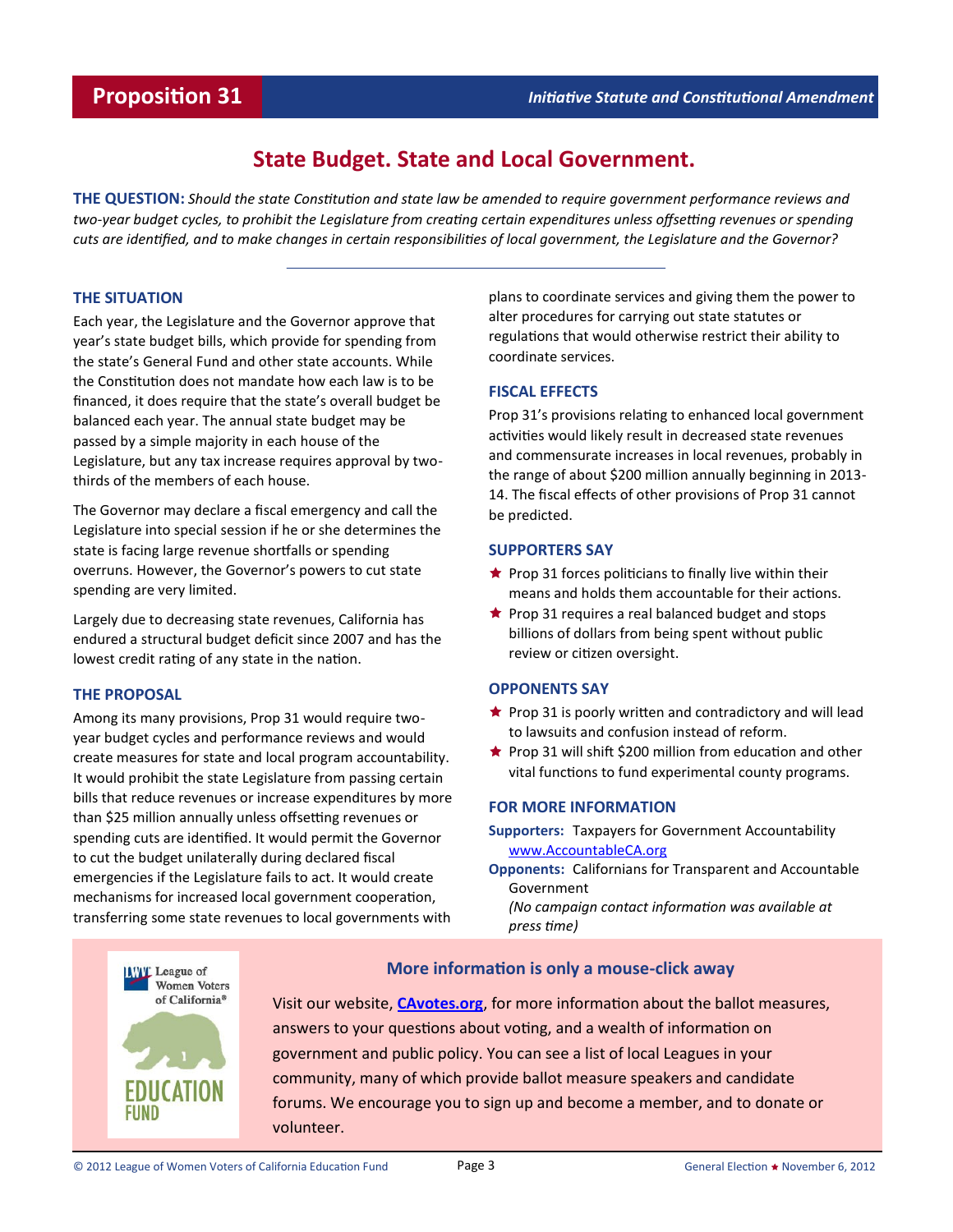# Proposition 31

*Initiative Statute and Constitutional Amendment*

## State Budget. State and Local Government.

**THE QUESTION:** *Should the state Constitution and state law be amended to require government performance reviews and two-year budget cycles, to prohibit the Legislature from creating certain expenditures unless offsetting revenues or spending cuts are identified, and to make changes in certain responsibilities of local government, the Legislature and the Governor?*

### THE SITUATION

Each year, the Legislature and the Governor approve that year's state budget bills, which provide for spending from the state's General Fund and other state accounts. While the Constitution does not mandate how each law is to be financed, it does require that the state's overall budget be balanced each year. The annual state budget may be passed by a simple majority in each house of the Legislature, but any tax increase requires approval by two-thirds of the members of each house.

The Governor may declare a fiscal emergency and call the Legislature into special session if he or she determines the state is facing large revenue shortfalls or spending overruns. However, the Governor's powers to cut state spending are very limited.

Largely due to decreasing state revenues, California has endured a structural budget deficit since 2007 and has the lowest credit rating of any state in the nation.

### THE PROPOSAL

Among its many provisions, Prop 31 would require two-year budget cycles and performance reviews and would create measures for state and local program accountability. It would prohibit the state Legislature from passing certain bills that reduce revenues or increase expenditures by more than $25 million annually unless offsetting revenues or spending cuts are identified. It would permit the Governor to cut the budget unilaterally during declared fiscal emergencies if the Legislature fails to act. It would create mechanisms for increased local government cooperation, transferring some state revenues to local governments with plans to coordinate services and giving them the power to alter procedures for carrying out state statutes or regulations that would otherwise restrict their ability to coordinate services.

### FISCAL EFFECTS

Prop 31's provisions relating to enhanced local government activities would likely result in decreased state revenues and commensurate increases in local revenues, probably in the range of about $200 million annually beginning in 2013-14. The fiscal effects of other provisions of Prop 31 cannot be predicted.

### SUPPORTERS SAY

- Prop 31 forces politicians to finally live within their means and holds them accountable for their actions.
- Prop 31 requires a real balanced budget and stops billions of dollars from being spent without public review or citizen oversight.

### OPPONENTS SAY

- Prop 31 is poorly written and contradictory and will lead to lawsuits and confusion instead of reform.
- Prop 31 will shift $200 million from education and other vital functions to fund experimental county programs.

### FOR MORE INFORMATION

**Supporters:** Taxpayers for Government Accountability
www.AccountableCA.org

**Opponents:** Californians for Transparent and Accountable Government
*(No campaign contact information was available at press time)*

---

League of Women Voters of California® EDUCATION FUND

### More information is only a mouse-click away

Visit our website, **CAvotes.org**, for more information about the ballot measures, answers to your questions about voting, and a wealth of information on government and public policy. You can see a list of local Leagues in your community, many of which provide ballot measure speakers and candidate forums. We encourage you to sign up and become a member, and to donate or volunteer.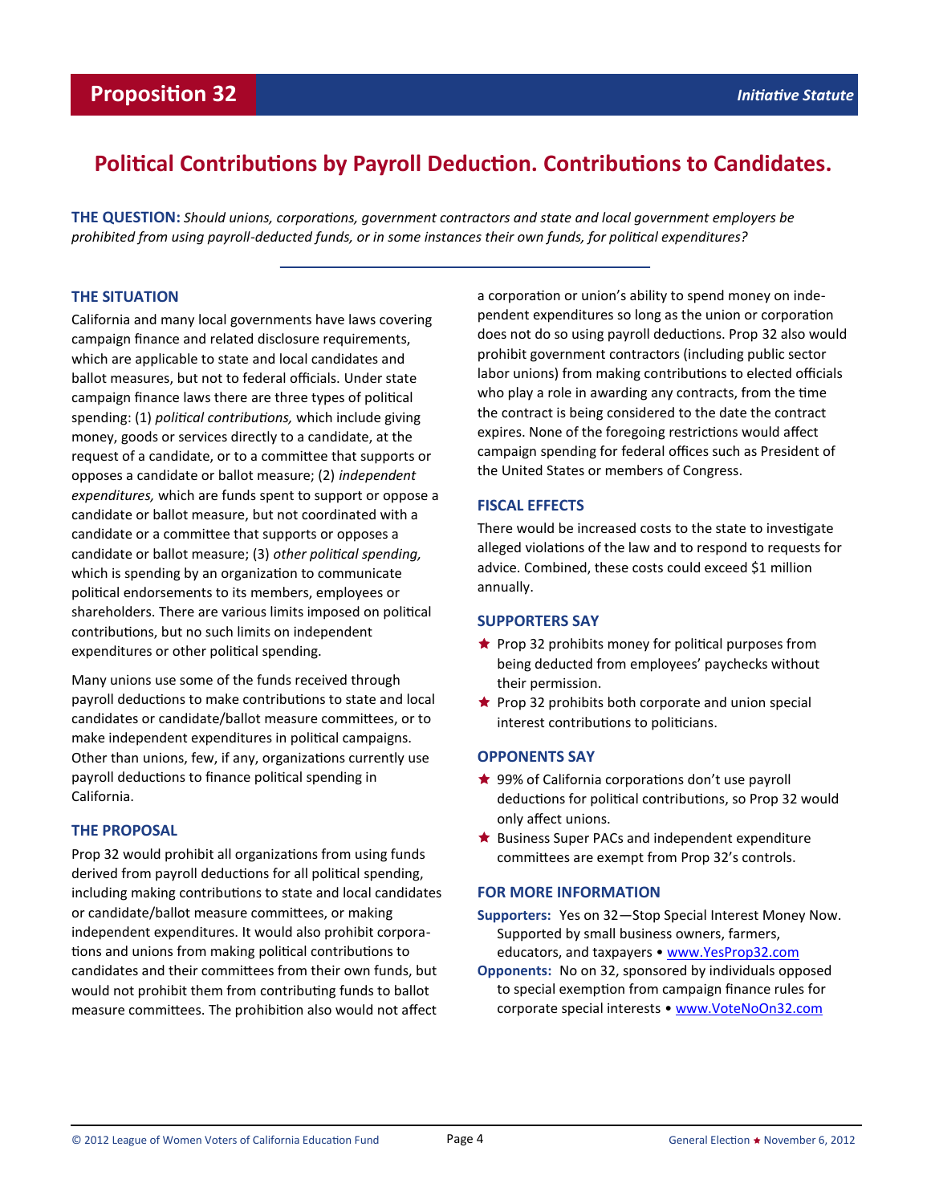# Proposition 32

*Initiative Statute*

## Political Contributions by Payroll Deduction. Contributions to Candidates.

**THE QUESTION:** *Should unions, corporations, government contractors and state and local government employers be prohibited from using payroll-deducted funds, or in some instances their own funds, for political expenditures?*

### THE SITUATION

California and many local governments have laws covering campaign finance and related disclosure requirements, which are applicable to state and local candidates and ballot measures, but not to federal officials. Under state campaign finance laws there are three types of political spending: (1) *political contributions,* which include giving money, goods or services directly to a candidate, at the request of a candidate, or to a committee that supports or opposes a candidate or ballot measure; (2) *independent expenditures,* which are funds spent to support or oppose a candidate or ballot measure, but not coordinated with a candidate or a committee that supports or opposes a candidate or ballot measure; (3) *other political spending,* which is spending by an organization to communicate political endorsements to its members, employees or shareholders. There are various limits imposed on political contributions, but no such limits on independent expenditures or other political spending.

Many unions use some of the funds received through payroll deductions to make contributions to state and local candidates or candidate/ballot measure committees, or to make independent expenditures in political campaigns. Other than unions, few, if any, organizations currently use payroll deductions to finance political spending in California.

### THE PROPOSAL

Prop 32 would prohibit all organizations from using funds derived from payroll deductions for all political spending, including making contributions to state and local candidates or candidate/ballot measure committees, or making independent expenditures. It would also prohibit corporations and unions from making political contributions to candidates and their committees from their own funds, but would not prohibit them from contributing funds to ballot measure committees. The prohibition also would not affect a corporation or union's ability to spend money on independent expenditures so long as the union or corporation does not do so using payroll deductions. Prop 32 also would prohibit government contractors (including public sector labor unions) from making contributions to elected officials who play a role in awarding any contracts, from the time the contract is being considered to the date the contract expires. None of the foregoing restrictions would affect campaign spending for federal offices such as President of the United States or members of Congress.

### FISCAL EFFECTS

There would be increased costs to the state to investigate alleged violations of the law and to respond to requests for advice. Combined, these costs could exceed $1 million annually.

### SUPPORTERS SAY

- Prop 32 prohibits money for political purposes from being deducted from employees' paychecks without their permission.
- Prop 32 prohibits both corporate and union special interest contributions to politicians.

### OPPONENTS SAY

- 99% of California corporations don't use payroll deductions for political contributions, so Prop 32 would only affect unions.
- Business Super PACs and independent expenditure committees are exempt from Prop 32's controls.

### FOR MORE INFORMATION

**Supporters:** Yes on 32—Stop Special Interest Money Now. Supported by small business owners, farmers, educators, and taxpayers • www.YesProp32.com

**Opponents:** No on 32, sponsored by individuals opposed to special exemption from campaign finance rules for corporate special interests • www.VoteNoOn32.com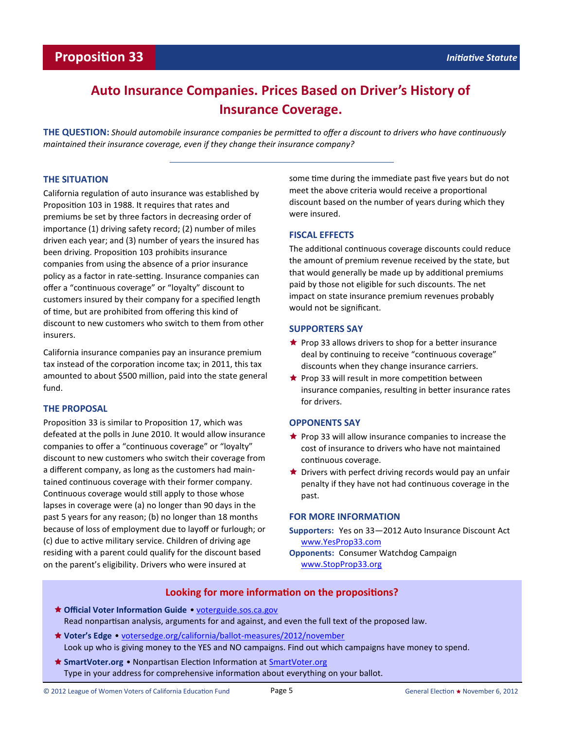# Proposition 33

*Initiative Statute*

## Auto Insurance Companies. Prices Based on Driver's History of Insurance Coverage.

**THE QUESTION:** *Should automobile insurance companies be permitted to offer a discount to drivers who have continuously maintained their insurance coverage, even if they change their insurance company?*

---

### THE SITUATION

California regulation of auto insurance was established by Proposition 103 in 1988. It requires that rates and premiums be set by three factors in decreasing order of importance (1) driving safety record; (2) number of miles driven each year; and (3) number of years the insured has been driving. Proposition 103 prohibits insurance companies from using the absence of a prior insurance policy as a factor in rate-setting. Insurance companies can offer a "continuous coverage" or "loyalty" discount to customers insured by their company for a specified length of time, but are prohibited from offering this kind of discount to new customers who switch to them from other insurers.

California insurance companies pay an insurance premium tax instead of the corporation income tax; in 2011, this tax amounted to about $500 million, paid into the state general fund.

### THE PROPOSAL

Proposition 33 is similar to Proposition 17, which was defeated at the polls in June 2010. It would allow insurance companies to offer a "continuous coverage" or "loyalty" discount to new customers who switch their coverage from a different company, as long as the customers had maintained continuous coverage with their former company. Continuous coverage would still apply to those whose lapses in coverage were (a) no longer than 90 days in the past 5 years for any reason; (b) no longer than 18 months because of loss of employment due to layoff or furlough; or (c) due to active military service. Children of driving age residing with a parent could qualify for the discount based on the parent's eligibility. Drivers who were insured at some time during the immediate past five years but do not meet the above criteria would receive a proportional discount based on the number of years during which they were insured.

### FISCAL EFFECTS

The additional continuous coverage discounts could reduce the amount of premium revenue received by the state, but that would generally be made up by additional premiums paid by those not eligible for such discounts. The net impact on state insurance premium revenues probably would not be significant.

### SUPPORTERS SAY

- Prop 33 allows drivers to shop for a better insurance deal by continuing to receive "continuous coverage" discounts when they change insurance carriers.
- Prop 33 will result in more competition between insurance companies, resulting in better insurance rates for drivers.

### OPPONENTS SAY

- Prop 33 will allow insurance companies to increase the cost of insurance to drivers who have not maintained continuous coverage.
- Drivers with perfect driving records would pay an unfair penalty if they have not had continuous coverage in the past.

### FOR MORE INFORMATION

**Supporters:** Yes on 33—2012 Auto Insurance Discount Act
www.YesProp33.com

**Opponents:** Consumer Watchdog Campaign
www.StopProp33.org

---

### Looking for more information on the propositions?

- **Official Voter Information Guide** • voterguide.sos.ca.gov
  Read nonpartisan analysis, arguments for and against, and even the full text of the proposed law.
- **Voter's Edge** • votersedge.org/california/ballot-measures/2012/november
  Look up who is giving money to the YES and NO campaigns. Find out which campaigns have money to spend.
- **SmartVoter.org** • Nonpartisan Election Information at SmartVoter.org
  Type in your address for comprehensive information about everything on your ballot.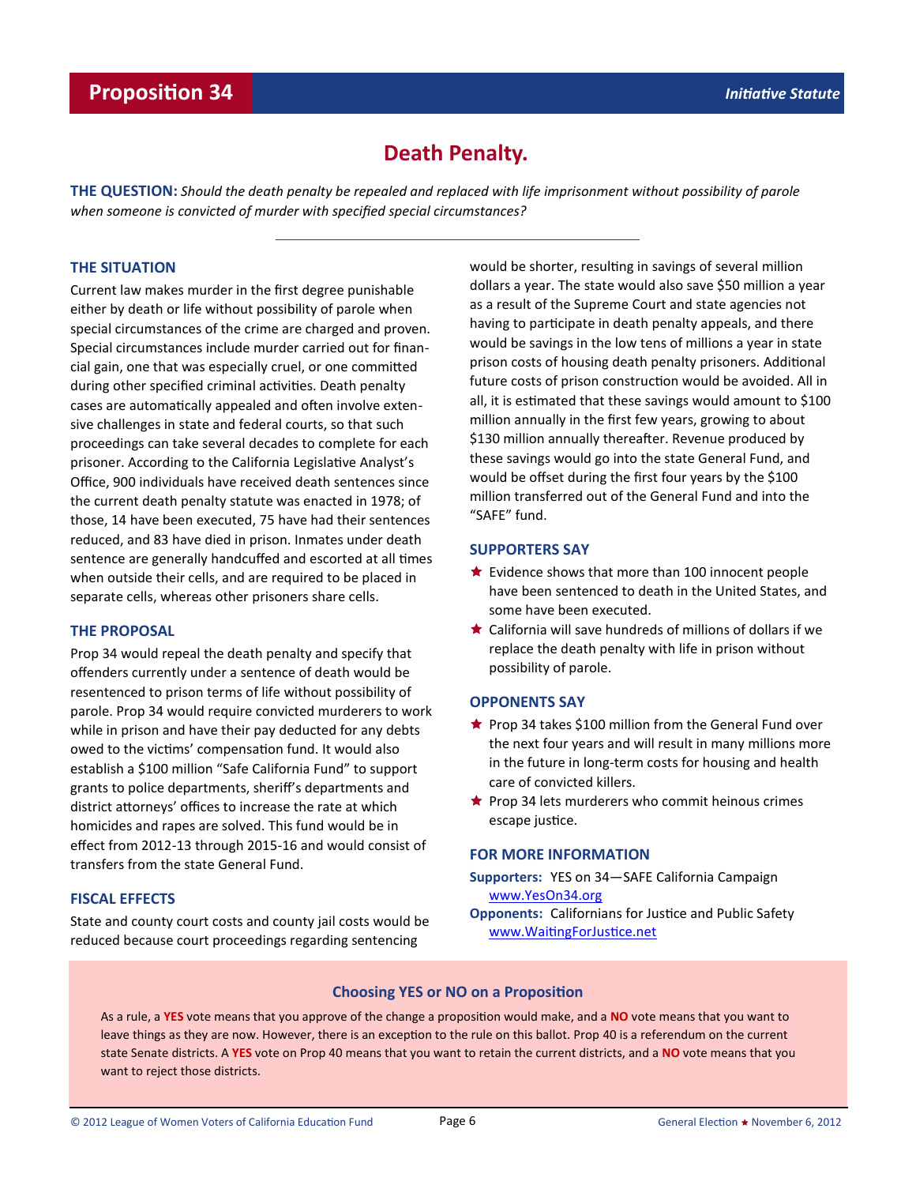# Proposition 34

*Initiative Statute*

## Death Penalty.

**THE QUESTION:** *Should the death penalty be repealed and replaced with life imprisonment without possibility of parole when someone is convicted of murder with specified special circumstances?*

### THE SITUATION

Current law makes murder in the first degree punishable either by death or life without possibility of parole when special circumstances of the crime are charged and proven. Special circumstances include murder carried out for financial gain, one that was especially cruel, or one committed during other specified criminal activities. Death penalty cases are automatically appealed and often involve extensive challenges in state and federal courts, so that such proceedings can take several decades to complete for each prisoner. According to the California Legislative Analyst's Office, 900 individuals have received death sentences since the current death penalty statute was enacted in 1978; of those, 14 have been executed, 75 have had their sentences reduced, and 83 have died in prison. Inmates under death sentence are generally handcuffed and escorted at all times when outside their cells, and are required to be placed in separate cells, whereas other prisoners share cells.

### THE PROPOSAL

Prop 34 would repeal the death penalty and specify that offenders currently under a sentence of death would be resentenced to prison terms of life without possibility of parole. Prop 34 would require convicted murderers to work while in prison and have their pay deducted for any debts owed to the victims' compensation fund. It would also establish a $100 million "Safe California Fund" to support grants to police departments, sheriff's departments and district attorneys' offices to increase the rate at which homicides and rapes are solved. This fund would be in effect from 2012-13 through 2015-16 and would consist of transfers from the state General Fund.

### FISCAL EFFECTS

State and county court costs and county jail costs would be reduced because court proceedings regarding sentencing would be shorter, resulting in savings of several million dollars a year. The state would also save $50 million a year as a result of the Supreme Court and state agencies not having to participate in death penalty appeals, and there would be savings in the low tens of millions a year in state prison costs of housing death penalty prisoners. Additional future costs of prison construction would be avoided. All in all, it is estimated that these savings would amount to $100 million annually in the first few years, growing to about $130 million annually thereafter. Revenue produced by these savings would go into the state General Fund, and would be offset during the first four years by the $100 million transferred out of the General Fund and into the "SAFE" fund.

### SUPPORTERS SAY

- Evidence shows that more than 100 innocent people have been sentenced to death in the United States, and some have been executed.
- California will save hundreds of millions of dollars if we replace the death penalty with life in prison without possibility of parole.

### OPPONENTS SAY

- Prop 34 takes $100 million from the General Fund over the next four years and will result in many millions more in the future in long-term costs for housing and health care of convicted killers.
- Prop 34 lets murderers who commit heinous crimes escape justice.

### FOR MORE INFORMATION

**Supporters:** YES on 34—SAFE California Campaign
www.YesOn34.org

**Opponents:** Californians for Justice and Public Safety
www.WaitingForJustice.net

---

**Choosing YES or NO on a Proposition**

As a rule, a **YES** vote means that you approve of the change a proposition would make, and a **NO** vote means that you want to leave things as they are now. However, there is an exception to the rule on this ballot. Prop 40 is a referendum on the current state Senate districts. A **YES** vote on Prop 40 means that you want to retain the current districts, and a **NO** vote means that you want to reject those districts.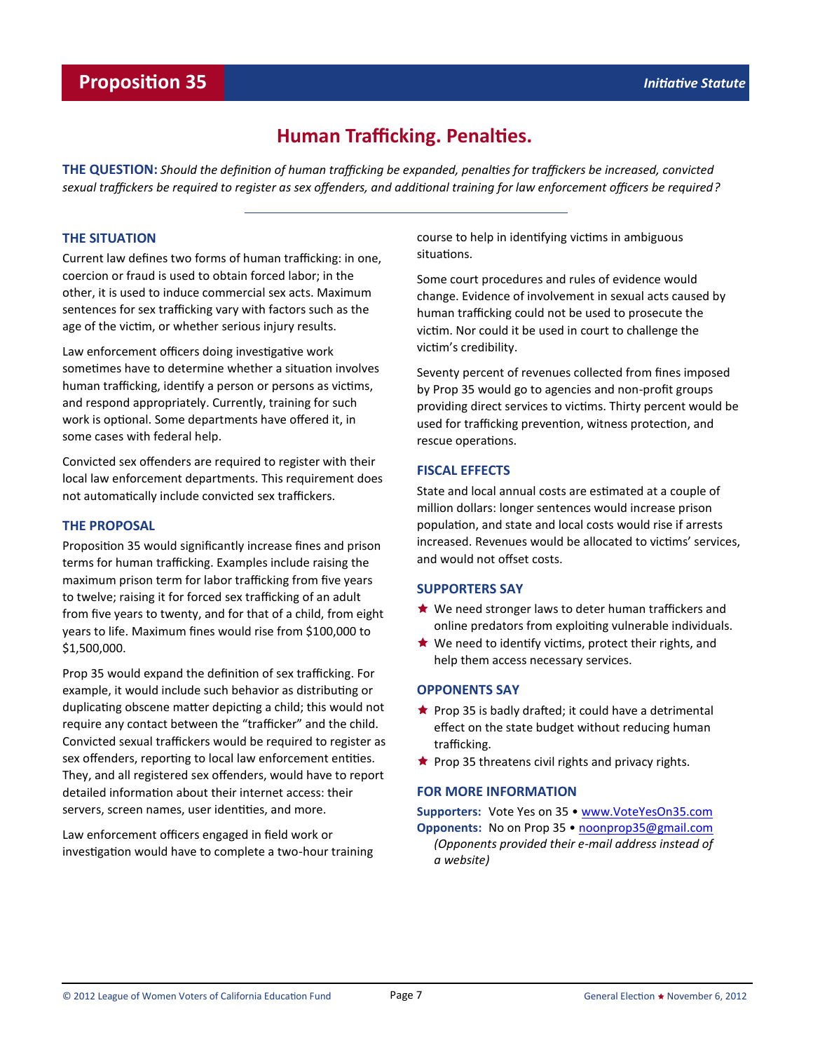# Proposition 35

*Initiative Statute*

## Human Trafficking. Penalties.

**THE QUESTION:** *Should the definition of human trafficking be expanded, penalties for traffickers be increased, convicted sexual traffickers be required to register as sex offenders, and additional training for law enforcement officers be required?*

### THE SITUATION

Current law defines two forms of human trafficking: in one, coercion or fraud is used to obtain forced labor; in the other, it is used to induce commercial sex acts. Maximum sentences for sex trafficking vary with factors such as the age of the victim, or whether serious injury results.

Law enforcement officers doing investigative work sometimes have to determine whether a situation involves human trafficking, identify a person or persons as victims, and respond appropriately. Currently, training for such work is optional. Some departments have offered it, in some cases with federal help.

Convicted sex offenders are required to register with their local law enforcement departments. This requirement does not automatically include convicted sex traffickers.

### THE PROPOSAL

Proposition 35 would significantly increase fines and prison terms for human trafficking. Examples include raising the maximum prison term for labor trafficking from five years to twelve; raising it for forced sex trafficking of an adult from five years to twenty, and for that of a child, from eight years to life. Maximum fines would rise from $100,000 to $1,500,000.

Prop 35 would expand the definition of sex trafficking. For example, it would include such behavior as distributing or duplicating obscene matter depicting a child; this would not require any contact between the "trafficker" and the child. Convicted sexual traffickers would be required to register as sex offenders, reporting to local law enforcement entities. They, and all registered sex offenders, would have to report detailed information about their internet access: their servers, screen names, user identities, and more.

Law enforcement officers engaged in field work or investigation would have to complete a two-hour training course to help in identifying victims in ambiguous situations.

Some court procedures and rules of evidence would change. Evidence of involvement in sexual acts caused by human trafficking could not be used to prosecute the victim. Nor could it be used in court to challenge the victim's credibility.

Seventy percent of revenues collected from fines imposed by Prop 35 would go to agencies and non-profit groups providing direct services to victims. Thirty percent would be used for trafficking prevention, witness protection, and rescue operations.

### FISCAL EFFECTS

State and local annual costs are estimated at a couple of million dollars: longer sentences would increase prison population, and state and local costs would rise if arrests increased. Revenues would be allocated to victims' services, and would not offset costs.

### SUPPORTERS SAY

- We need stronger laws to deter human traffickers and online predators from exploiting vulnerable individuals.
- We need to identify victims, protect their rights, and help them access necessary services.

### OPPONENTS SAY

- Prop 35 is badly drafted; it could have a detrimental effect on the state budget without reducing human trafficking.
- Prop 35 threatens civil rights and privacy rights.

### FOR MORE INFORMATION

**Supporters:** Vote Yes on 35 • www.VoteYesOn35.com

**Opponents:** No on Prop 35 • noonprop35@gmail.com
*(Opponents provided their e-mail address instead of a website)*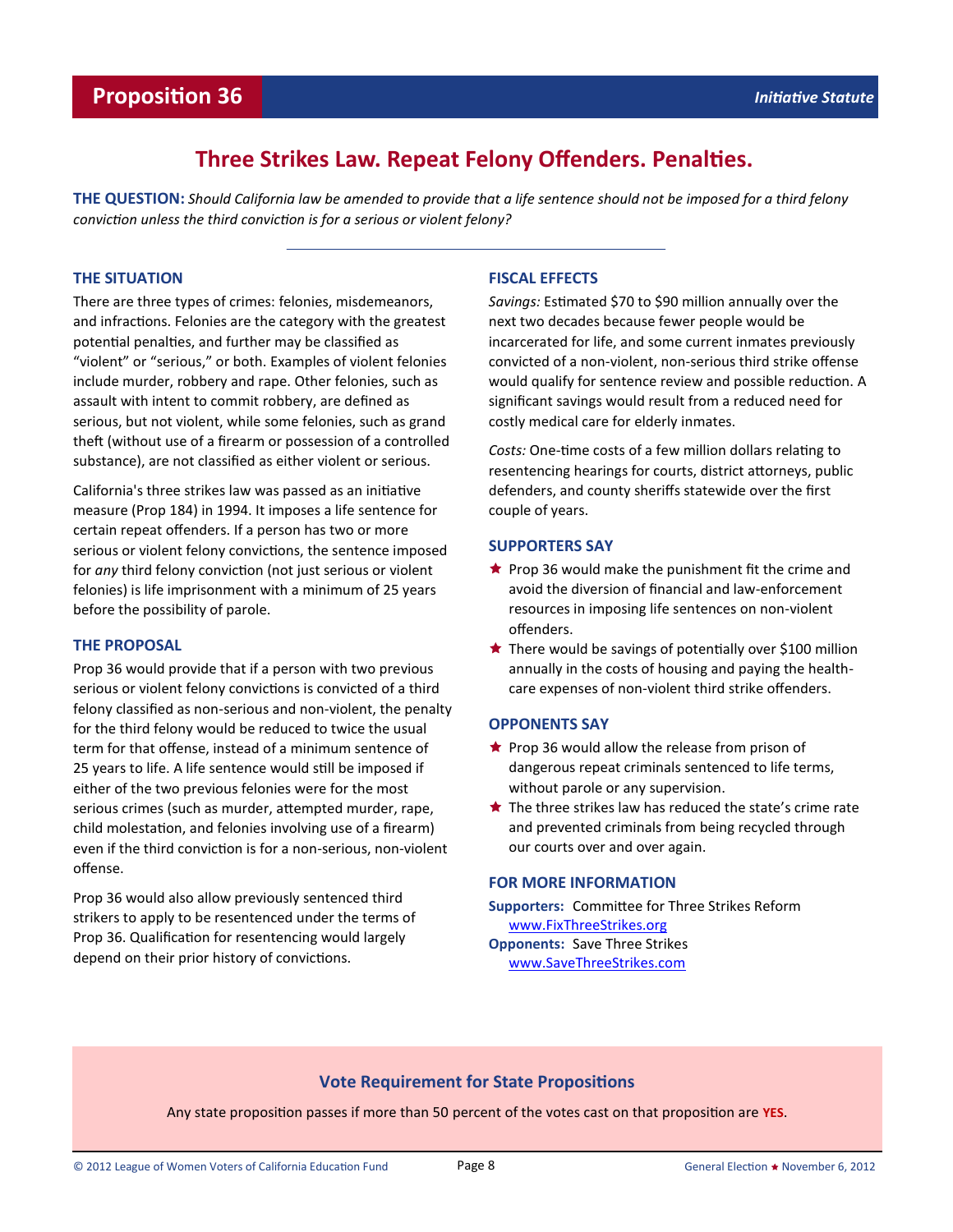# Proposition 36

*Initiative Statute*

## Three Strikes Law. Repeat Felony Offenders. Penalties.

**THE QUESTION:** *Should California law be amended to provide that a life sentence should not be imposed for a third felony conviction unless the third conviction is for a serious or violent felony?*

### THE SITUATION

There are three types of crimes: felonies, misdemeanors, and infractions. Felonies are the category with the greatest potential penalties, and further may be classified as "violent" or "serious," or both. Examples of violent felonies include murder, robbery and rape. Other felonies, such as assault with intent to commit robbery, are defined as serious, but not violent, while some felonies, such as grand theft (without use of a firearm or possession of a controlled substance), are not classified as either violent or serious.

California's three strikes law was passed as an initiative measure (Prop 184) in 1994. It imposes a life sentence for certain repeat offenders. If a person has two or more serious or violent felony convictions, the sentence imposed for *any* third felony conviction (not just serious or violent felonies) is life imprisonment with a minimum of 25 years before the possibility of parole.

### THE PROPOSAL

Prop 36 would provide that if a person with two previous serious or violent felony convictions is convicted of a third felony classified as non-serious and non-violent, the penalty for the third felony would be reduced to twice the usual term for that offense, instead of a minimum sentence of 25 years to life. A life sentence would still be imposed if either of the two previous felonies were for the most serious crimes (such as murder, attempted murder, rape, child molestation, and felonies involving use of a firearm) even if the third conviction is for a non-serious, non-violent offense.

Prop 36 would also allow previously sentenced third strikers to apply to be resentenced under the terms of Prop 36. Qualification for resentencing would largely depend on their prior history of convictions.

### FISCAL EFFECTS

*Savings:* Estimated $70 to $90 million annually over the next two decades because fewer people would be incarcerated for life, and some current inmates previously convicted of a non-violent, non-serious third strike offense would qualify for sentence review and possible reduction. A significant savings would result from a reduced need for costly medical care for elderly inmates.

*Costs:* One-time costs of a few million dollars relating to resentencing hearings for courts, district attorneys, public defenders, and county sheriffs statewide over the first couple of years.

### SUPPORTERS SAY

- Prop 36 would make the punishment fit the crime and avoid the diversion of financial and law-enforcement resources in imposing life sentences on non-violent offenders.
- There would be savings of potentially over $100 million annually in the costs of housing and paying the health-care expenses of non-violent third strike offenders.

### OPPONENTS SAY

- Prop 36 would allow the release from prison of dangerous repeat criminals sentenced to life terms, without parole or any supervision.
- The three strikes law has reduced the state's crime rate and prevented criminals from being recycled through our courts over and over again.

### FOR MORE INFORMATION

**Supporters:** Committee for Three Strikes Reform
www.FixThreeStrikes.org

**Opponents:** Save Three Strikes
www.SaveThreeStrikes.com

### Vote Requirement for State Propositions

Any state proposition passes if more than 50 percent of the votes cast on that proposition are **YES**.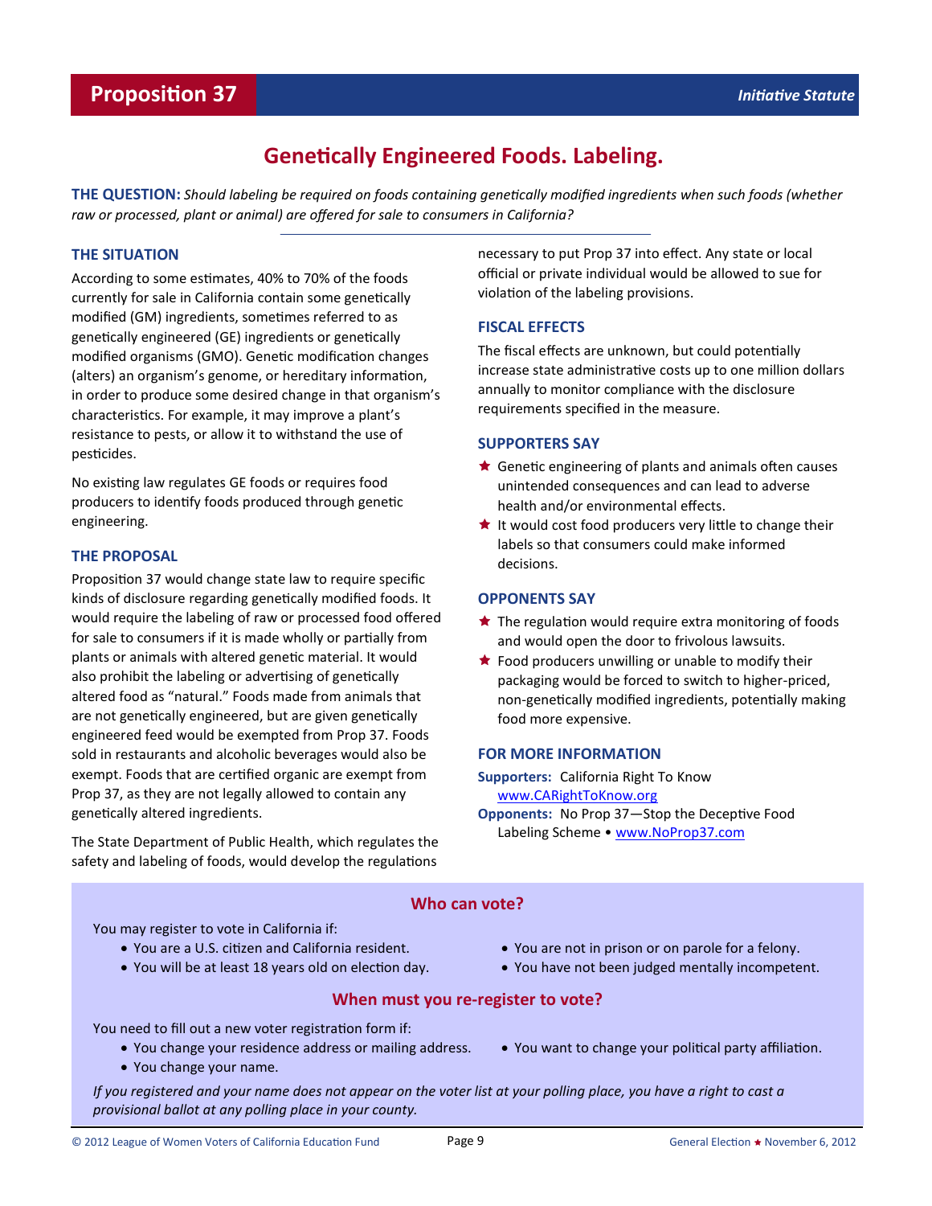# Proposition 37

*Initiative Statute*

## Genetically Engineered Foods. Labeling.

**THE QUESTION:** *Should labeling be required on foods containing genetically modified ingredients when such foods (whether raw or processed, plant or animal) are offered for sale to consumers in California?*

### THE SITUATION

According to some estimates, 40% to 70% of the foods currently for sale in California contain some genetically modified (GM) ingredients, sometimes referred to as genetically engineered (GE) ingredients or genetically modified organisms (GMO). Genetic modification changes (alters) an organism's genome, or hereditary information, in order to produce some desired change in that organism's characteristics. For example, it may improve a plant's resistance to pests, or allow it to withstand the use of pesticides.

No existing law regulates GE foods or requires food producers to identify foods produced through genetic engineering.

### THE PROPOSAL

Proposition 37 would change state law to require specific kinds of disclosure regarding genetically modified foods. It would require the labeling of raw or processed food offered for sale to consumers if it is made wholly or partially from plants or animals with altered genetic material. It would also prohibit the labeling or advertising of genetically altered food as "natural." Foods made from animals that are not genetically engineered, but are given genetically engineered feed would be exempted from Prop 37. Foods sold in restaurants and alcoholic beverages would also be exempt. Foods that are certified organic are exempt from Prop 37, as they are not legally allowed to contain any genetically altered ingredients.

The State Department of Public Health, which regulates the safety and labeling of foods, would develop the regulations necessary to put Prop 37 into effect. Any state or local official or private individual would be allowed to sue for violation of the labeling provisions.

### FISCAL EFFECTS

The fiscal effects are unknown, but could potentially increase state administrative costs up to one million dollars annually to monitor compliance with the disclosure requirements specified in the measure.

### SUPPORTERS SAY

- Genetic engineering of plants and animals often causes unintended consequences and can lead to adverse health and/or environmental effects.
- It would cost food producers very little to change their labels so that consumers could make informed decisions.

### OPPONENTS SAY

- The regulation would require extra monitoring of foods and would open the door to frivolous lawsuits.
- Food producers unwilling or unable to modify their packaging would be forced to switch to higher-priced, non-genetically modified ingredients, potentially making food more expensive.

### FOR MORE INFORMATION

**Supporters:** California Right To Know
[www.CARightToKnow.org](http://www.CARightToKnow.org)

**Opponents:** No Prop 37—Stop the Deceptive Food Labeling Scheme • [www.NoProp37.com](http://www.NoProp37.com)

### Who can vote?

You may register to vote in California if:

- You are a U.S. citizen and California resident.
- You will be at least 18 years old on election day.
- You are not in prison or on parole for a felony.
- You have not been judged mentally incompetent.

### When must you re-register to vote?

You need to fill out a new voter registration form if:

- You change your residence address or mailing address.
- You change your name.
- You want to change your political party affiliation.

*If you registered and your name does not appear on the voter list at your polling place, you have a right to cast a provisional ballot at any polling place in your county.*

© 2012 League of Women Voters of California Education Fund — General Election ★ November 6, 2012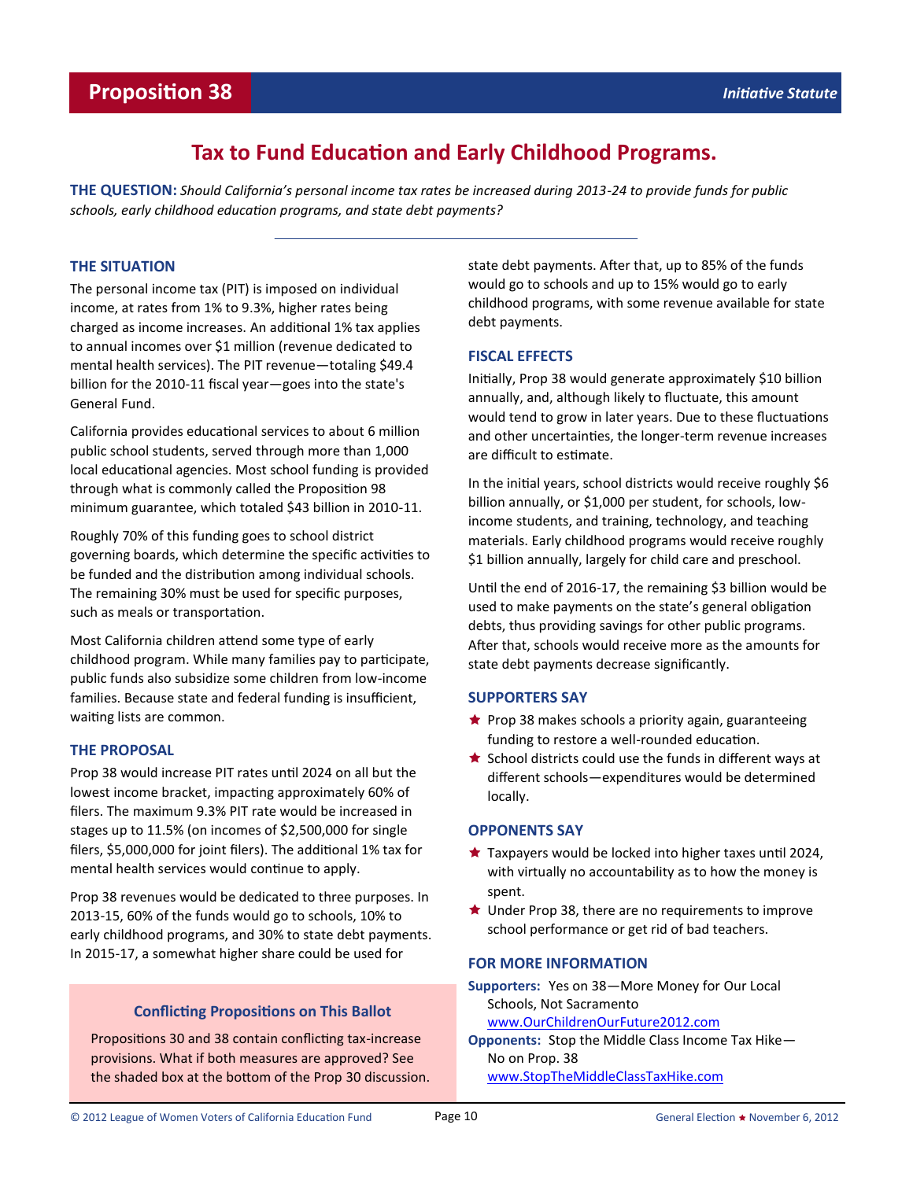# Proposition 38

*Initiative Statute*

## Tax to Fund Education and Early Childhood Programs.

**THE QUESTION:** *Should California's personal income tax rates be increased during 2013-24 to provide funds for public schools, early childhood education programs, and state debt payments?*

---

### THE SITUATION

The personal income tax (PIT) is imposed on individual income, at rates from 1% to 9.3%, higher rates being charged as income increases. An additional 1% tax applies to annual incomes over $1 million (revenue dedicated to mental health services). The PIT revenue—totaling $49.4 billion for the 2010-11 fiscal year—goes into the state's General Fund.

California provides educational services to about 6 million public school students, served through more than 1,000 local educational agencies. Most school funding is provided through what is commonly called the Proposition 98 minimum guarantee, which totaled $43 billion in 2010-11.

Roughly 70% of this funding goes to school district governing boards, which determine the specific activities to be funded and the distribution among individual schools. The remaining 30% must be used for specific purposes, such as meals or transportation.

Most California children attend some type of early childhood program. While many families pay to participate, public funds also subsidize some children from low-income families. Because state and federal funding is insufficient, waiting lists are common.

### THE PROPOSAL

Prop 38 would increase PIT rates until 2024 on all but the lowest income bracket, impacting approximately 60% of filers. The maximum 9.3% PIT rate would be increased in stages up to 11.5% (on incomes of $2,500,000 for single filers, $5,000,000 for joint filers). The additional 1% tax for mental health services would continue to apply.

Prop 38 revenues would be dedicated to three purposes. In 2013-15, 60% of the funds would go to schools, 10% to early childhood programs, and 30% to state debt payments. In 2015-17, a somewhat higher share could be used for state debt payments. After that, up to 85% of the funds would go to schools and up to 15% would go to early childhood programs, with some revenue available for state debt payments.

### FISCAL EFFECTS

Initially, Prop 38 would generate approximately $10 billion annually, and, although likely to fluctuate, this amount would tend to grow in later years. Due to these fluctuations and other uncertainties, the longer-term revenue increases are difficult to estimate.

In the initial years, school districts would receive roughly $6 billion annually, or $1,000 per student, for schools, low-income students, and training, technology, and teaching materials. Early childhood programs would receive roughly $1 billion annually, largely for child care and preschool.

Until the end of 2016-17, the remaining $3 billion would be used to make payments on the state's general obligation debts, thus providing savings for other public programs. After that, schools would receive more as the amounts for state debt payments decrease significantly.

### SUPPORTERS SAY

- Prop 38 makes schools a priority again, guaranteeing funding to restore a well-rounded education.
- School districts could use the funds in different ways at different schools—expenditures would be determined locally.

### OPPONENTS SAY

- Taxpayers would be locked into higher taxes until 2024, with virtually no accountability as to how the money is spent.
- Under Prop 38, there are no requirements to improve school performance or get rid of bad teachers.

### FOR MORE INFORMATION

**Supporters:** Yes on 38—More Money for Our Local Schools, Not Sacramento
www.OurChildrenOurFuture2012.com

**Opponents:** Stop the Middle Class Income Tax Hike—No on Prop. 38
www.StopTheMiddleClassTaxHike.com

#### Conflicting Propositions on This Ballot

Propositions 30 and 38 contain conflicting tax-increase provisions. What if both measures are approved? See the shaded box at the bottom of the Prop 30 discussion.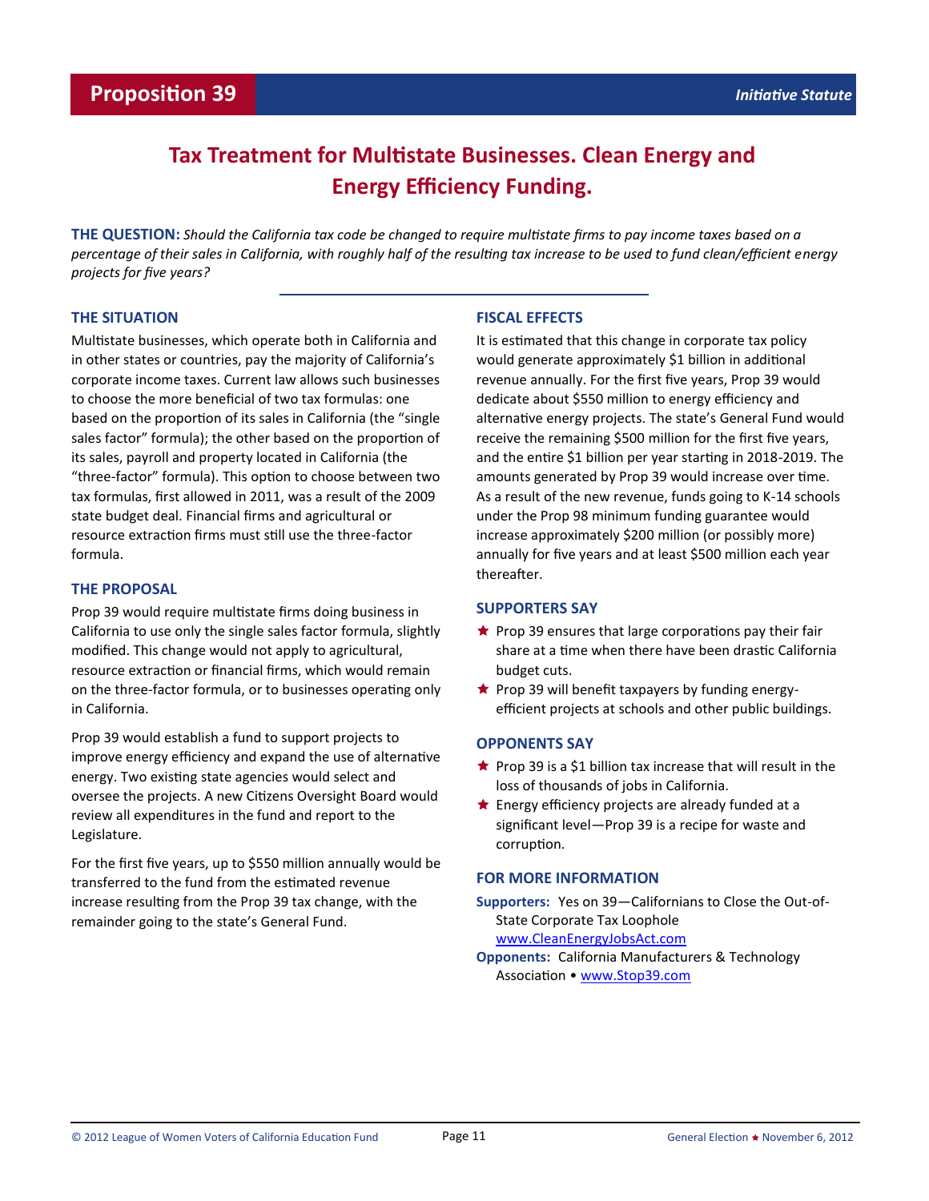# Proposition 39

*Initiative Statute*

## Tax Treatment for Multistate Businesses. Clean Energy and Energy Efficiency Funding.

**THE QUESTION:** *Should the California tax code be changed to require multistate firms to pay income taxes based on a percentage of their sales in California, with roughly half of the resulting tax increase to be used to fund clean/efficient energy projects for five years?*

### THE SITUATION

Multistate businesses, which operate both in California and in other states or countries, pay the majority of California's corporate income taxes. Current law allows such businesses to choose the more beneficial of two tax formulas: one based on the proportion of its sales in California (the "single sales factor" formula); the other based on the proportion of its sales, payroll and property located in California (the "three-factor" formula). This option to choose between two tax formulas, first allowed in 2011, was a result of the 2009 state budget deal. Financial firms and agricultural or resource extraction firms must still use the three-factor formula.

### THE PROPOSAL

Prop 39 would require multistate firms doing business in California to use only the single sales factor formula, slightly modified. This change would not apply to agricultural, resource extraction or financial firms, which would remain on the three-factor formula, or to businesses operating only in California.

Prop 39 would establish a fund to support projects to improve energy efficiency and expand the use of alternative energy. Two existing state agencies would select and oversee the projects. A new Citizens Oversight Board would review all expenditures in the fund and report to the Legislature.

For the first five years, up to $550 million annually would be transferred to the fund from the estimated revenue increase resulting from the Prop 39 tax change, with the remainder going to the state's General Fund.

### FISCAL EFFECTS

It is estimated that this change in corporate tax policy would generate approximately $1 billion in additional revenue annually. For the first five years, Prop 39 would dedicate about $550 million to energy efficiency and alternative energy projects. The state's General Fund would receive the remaining $500 million for the first five years, and the entire $1 billion per year starting in 2018-2019. The amounts generated by Prop 39 would increase over time. As a result of the new revenue, funds going to K-14 schools under the Prop 98 minimum funding guarantee would increase approximately $200 million (or possibly more) annually for five years and at least $500 million each year thereafter.

### SUPPORTERS SAY

- Prop 39 ensures that large corporations pay their fair share at a time when there have been drastic California budget cuts.
- Prop 39 will benefit taxpayers by funding energy-efficient projects at schools and other public buildings.

### OPPONENTS SAY

- Prop 39 is a $1 billion tax increase that will result in the loss of thousands of jobs in California.
- Energy efficiency projects are already funded at a significant level—Prop 39 is a recipe for waste and corruption.

### FOR MORE INFORMATION

**Supporters:** Yes on 39—Californians to Close the Out-of-State Corporate Tax Loophole
www.CleanEnergyJobsAct.com

**Opponents:** California Manufacturers & Technology Association • www.Stop39.com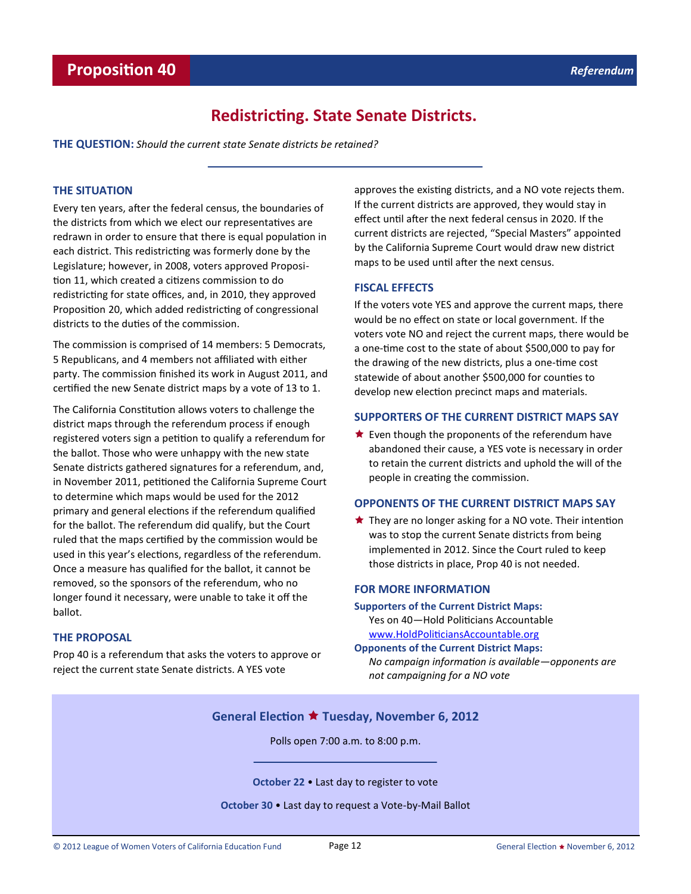# Proposition 40

*Referendum*

## Redistricting. State Senate Districts.

**THE QUESTION:** *Should the current state Senate districts be retained?*

### THE SITUATION

Every ten years, after the federal census, the boundaries of the districts from which we elect our representatives are redrawn in order to ensure that there is equal population in each district. This redistricting was formerly done by the Legislature; however, in 2008, voters approved Proposition 11, which created a citizens commission to do redistricting for state offices, and, in 2010, they approved Proposition 20, which added redistricting of congressional districts to the duties of the commission.

The commission is comprised of 14 members: 5 Democrats, 5 Republicans, and 4 members not affiliated with either party. The commission finished its work in August 2011, and certified the new Senate district maps by a vote of 13 to 1.

The California Constitution allows voters to challenge the district maps through the referendum process if enough registered voters sign a petition to qualify a referendum for the ballot. Those who were unhappy with the new state Senate districts gathered signatures for a referendum, and, in November 2011, petitioned the California Supreme Court to determine which maps would be used for the 2012 primary and general elections if the referendum qualified for the ballot. The referendum did qualify, but the Court ruled that the maps certified by the commission would be used in this year's elections, regardless of the referendum. Once a measure has qualified for the ballot, it cannot be removed, so the sponsors of the referendum, who no longer found it necessary, were unable to take it off the ballot.

### THE PROPOSAL

Prop 40 is a referendum that asks the voters to approve or reject the current state Senate districts. A YES vote approves the existing districts, and a NO vote rejects them. If the current districts are approved, they would stay in effect until after the next federal census in 2020. If the current districts are rejected, "Special Masters" appointed by the California Supreme Court would draw new district maps to be used until after the next census.

### FISCAL EFFECTS

If the voters vote YES and approve the current maps, there would be no effect on state or local government. If the voters vote NO and reject the current maps, there would be a one-time cost to the state of about $500,000 to pay for the drawing of the new districts, plus a one-time cost statewide of about another $500,000 for counties to develop new election precinct maps and materials.

### SUPPORTERS OF THE CURRENT DISTRICT MAPS SAY

- Even though the proponents of the referendum have abandoned their cause, a YES vote is necessary in order to retain the current districts and uphold the will of the people in creating the commission.

### OPPONENTS OF THE CURRENT DISTRICT MAPS SAY

- They are no longer asking for a NO vote. Their intention was to stop the current Senate districts from being implemented in 2012. Since the Court ruled to keep those districts in place, Prop 40 is not needed.

### FOR MORE INFORMATION

**Supporters of the Current District Maps:**

Yes on 40—Hold Politicians Accountable
www.HoldPoliticiansAccountable.org

**Opponents of the Current District Maps:**

*No campaign information is available—opponents are not campaigning for a NO vote*

---

**General Election ★ Tuesday, November 6, 2012**

Polls open 7:00 a.m. to 8:00 p.m.

**October 22** • Last day to register to vote

**October 30** • Last day to request a Vote-by-Mail Ballot